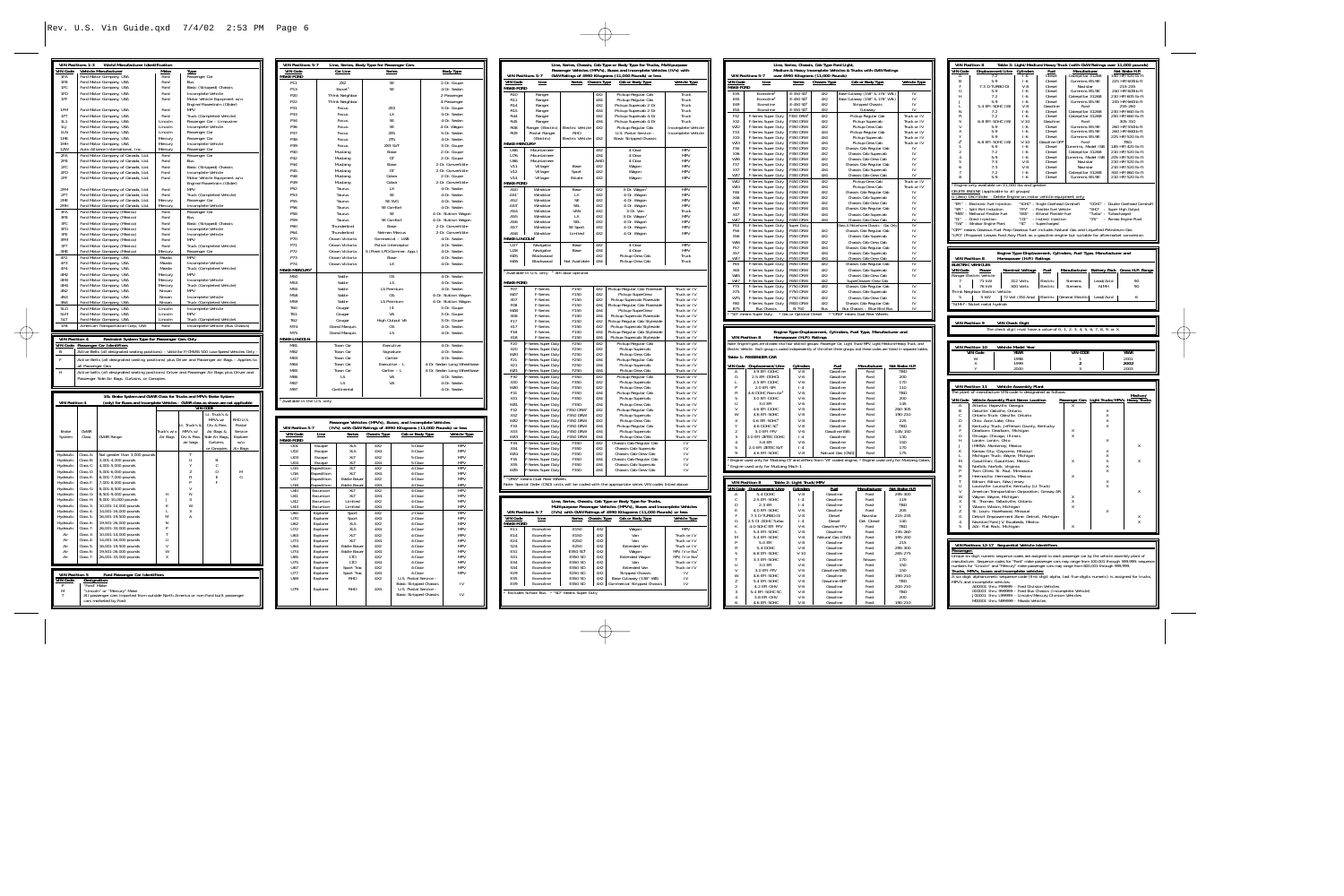| VIN Positions 1-3 World Manufacturer Identification | | | |
|---|---|---|---|
| **VIN Code** | **Vehicle Manufacturer** | **Make** | **Type** |
| 1FA | Ford Motor Company, USA | Ford | Passenger Car |
| 1FB | Ford Motor Company, USA | Ford | Bus |
| 1FC | Ford Motor Company, USA | Ford | Basic (Stripped) Chassis |
| 1FD | Ford Motor Company, USA | Ford | Incomplete Vehicle |
| 1FF | Ford Motor Company, USA | Ford | Motor Vehicle Equipment w/o Engine/Powertrain (Glider) |
| 1FM | Ford Motor Company, USA | Ford | MPV |
| 1FT | Ford Motor Company, USA | Ford | Truck (Completed Vehicle) |
| 1LJ | Ford Motor Company, USA | Lincoln | Passenger Car - Limousine |
| 1LJ | Ford Motor Company, USA | Lincoln | Incomplete Vehicle |
| 1LN | Ford Motor Company, USA | Lincoln | Passenger Car |
| 1ME | Ford Motor Company, USA | Mercury | Passenger Car |
| 1MH | Ford Motor Company, USA | Mercury | Incomplete Vehicle |
| 1ZW | AutoAlliance International, Inc. | Mercury | Passenger Car |
| 2FA | Ford Motor Company of Canada, Ltd. | Ford | Passenger Car |
| 2FB | Ford Motor Company of Canada, Ltd. | Ford | Bus |
| 2FC | Ford Motor Company of Canada, Ltd. | Ford | Basic (Stripped) Chassis |
| 2FD | Ford Motor Company of Canada, Ltd. | Ford | Incomplete Vehicle |
| 2FF | Ford Motor Company of Canada, Ltd. | Ford | Motor Vehicle Equipment w/o Engine/Powertrain (Glider) |
| 2FM | Ford Motor Company of Canada, Ltd. | Ford | MPV |
| 2FT | Ford Motor Company of Canada, Ltd. | Ford | Truck (Completed Vehicle) |
| 2ME | Ford Motor Company of Canada, Ltd. | Mercury | Passenger Car |
| 2MH | Ford Motor Company of Canada, Ltd. | Mercury | Incomplete Vehicle |
| 3FA | Ford Motor Company (Mexico) | Ford | Passenger Car |
| 3FB | Ford Motor Company (Mexico) | Ford | Bus |
| 3FC | Ford Motor Company (Mexico) | Ford | Basic (Stripped) Chassis |
| 3FD | Ford Motor Company (Mexico) | Ford | Incomplete Vehicle |
| 3FE | Ford Motor Company (Mexico) | Ford | Incomplete Vehicle |
| 3FM | Ford Motor Company (Mexico) | Ford | MPV |
| 3FT | Ford Motor Company (Mexico) | Ford | Truck (Completed Vehicle) |
| 3ME | Ford Motor Company (Mexico) | Mercury | Passenger Car |
| 4F2 | Ford Motor Company, USA | Mazda | MPV |
| 4F3 | Ford Motor Company, USA | Mazda | Incomplete Vehicle |
| 4F4 | Ford Motor Company, USA | Mazda | Truck (Completed Vehicle) |
| 4M2 | Ford Motor Company, USA | Mercury | MPV |
| 4M3 | Ford Motor Company, USA | Mercury | Incomplete Vehicle |
| 4M4 | Ford Motor Company, USA | Mercury | Truck (Completed Vehicle) |
| 4N2 | Ford Motor Company, USA | Nissan | MPV |
| 4N3 | Ford Motor Company, USA | Nissan | Incomplete Vehicle |
| 4N4 | Ford Motor Company, USA | Nissan | Truck (Completed Vehicle) |
| 5LD | Ford Motor Company, USA | Lincoln | Incomplete Vehicle |
| 5LM | Ford Motor Company, USA | Lincoln | MPV |
| 5LT | Ford Motor Company, USA | Lincoln | Truck (Completed Vehicle) |
| 1FE | American Transportation Corp. USA | Ford | Incomplete Vehicle (Bus Chassis) |

| VIN Position 4 Restraint System Type for Passenger Cars Only | |
|---|---|
| **VIN Code** | **Restraint Type Identifiers** |
| B | Active Belts (all designated seating positions) – Valid for FMVSS 500 Low-Speed Vehicles Only |
| F | Active Belts (all designated seating positions) plus Driver and Passenger Air Bags – Applies to all Passenger Cars |
| H | Active belts (all designated seating positions) plus Driver and Passenger Air Bags plus Driver and Passenger Side Air Bags, Curtains, or Canopies. |

**VIN Position 4 – 1Xs Brake System and GVWR Class for Trucks and MPVs Brake System (only) for Buses and Incomplete Vehicles. GVWR class as shown are not applicable.**

| Brake System | GVWR Class | GVWR Range | Truck's w/o Air Bags | U. Truck's & MPVs w/ Dr. & Pass. Air Bags | U. Truck's & MPVs w/ Dr. & Pass. Side Air Bags, Curtains, or Canopies | INCLU.S. Pedal Exploder w/o Air Bags |
|---|---|---|---|---|---|---|
| Hydraulic | Class A | Not greater than 3,000 pounds | | T | | |
| Hydraulic | Class B | 3,001-4,000 pounds | | U | B | |
| Hydraulic | Class C | 4,001-5,000 pounds | | Y | C | |
| Hydraulic | Class D | 5,001-6,000 pounds | | Z | D | M |
| Hydraulic | Class E | 6,001-7,000 pounds | | R | E | G |
| Hydraulic | Class F | 7,001-8,000 pounds | | P | F | |
| Hydraulic | Class G | 8,001-9,000 pounds | | V | | |
| Hydraulic | Class G | 9,001-10,000 pounds | H | N | | |
| Hydraulic | Class H | 9,001-10,000 pounds | J | S | | |
| Hydraulic | Class 3 | 10,001-14,000 pounds | K | W | | |
| Hydraulic | Class 4 | 14,001-16,000 pounds | L | X | | |
| Hydraulic | Class 5 | 16,001-19,500 pounds | M | A | | |
| Hydraulic | Class 6 | 19,501-26,000 pounds | N | | | |
| Hydraulic | Class 7 | 26,001-33,000 pounds | P | | | |
| Air | Class 3 | 10,001-14,000 pounds | T | | | |
| Air | Class 4 | 14,001-16,000 pounds | U | | | |
| Air | Class 5 | 16,001-19,500 pounds | V | | | |
| Air | Class 6 | 19,501-26,000 pounds | W | | | |
| Air | Class 7 | 26,001-33,000 pounds | X | | | |

| VIN Position 5 Ford Passenger Car Identifiers | |
|---|---|
| **VIN Code** | **Designation** |
| P | "Ford" Make |
| M | "Lincoln" or "Mercury" Make |
| T | All passenger cars imported from outside North America or non-Ford built passenger cars marketed by Ford |

**VIN Positions 5-7 Line, Series, Body Type for Passenger Cars**

| VIN Code | Car Line | Series | Body Type |
|---|---|---|---|
| **MAKE-FORD** | | | |
| P11 | ZX2 | SE | 2-Dr. Coupe |
| P13 | Escort* | SE | 4-Dr. Sedan |
| P20 | Think Neighbor | | 2-Passenger |
| P22 | Think Neighbor | | 4-Passenger |
| P31 | Focus | ZX3 | 3-Dr. Coupe |
| P33 | Focus | LX | 4-Dr. Sedan |
| P34 | Focus | SE | 4-Dr. Sedan |
| P36 | Focus | SE | 4-Dr. Wagon |
| P37 | Focus | ZX5 | 5-Dr. Sedan |
| P38 | Focus | ZTS | 4-Dr. Sedan |
| P39 | Focus | ZX3 SVT | 3-Dr. Coupe |
| P40 | Mustang | Base | 2-Dr. Coupe |
| P42 | Mustang | GT | 2-Dr. Coupe |
| P44 | Mustang | Base | 2-Dr. Convertible |
| P45 | Mustang | GT | 2-Dr. Convertible |
| P46 | Mustang | Cobra | 2-Dr. Coupe |
| P49 | Mustang | Cobra | 2-Dr. Convertible |
| P52 | Taurus | LX | 4-Dr. Sedan |
| P53 | Taurus | SE | 4-Dr. Sedan |
| P55 | Taurus | SE SVG | 4-Dr. Sedan |
| P56 | Taurus | SES | 4-Dr. Sedan |
| P58 | Taurus | SE | 4-Dr. Station Wagon |
| P59 | Taurus | SE Comfort | 4-Dr. Station Wagon |
| P60 | Thunderbird | Base | 2-Dr. Convertible |
| P64 | Thunderbird | Neiman Marcus | 2-Dr. Convertible |
| P70 | Crown Victoria | Commercial – LWB | 4-Dr. Sedan |
| P71 | Crown Victoria | Police Interceptor | 4-Dr. Sedan |
| P72 | Crown Victoria | S (Fleet-LPG/Commer. App.) | 4-Dr. Sedan |
| P73 | Crown Victoria | Base | 4-Dr. Sedan |
| P74 | Crown Victoria | LX | 4-Dr. Sedan |
| **MAKE-MERCURY** | | | |
| M50 | Sable | GS | 4-Dr. Sedan |
| M53 | Sable | LS | 4-Dr. Sedan |
| M55 | Sable | LS Premium | 4-Dr. Sedan |
| M58 | Sable | GS | 4-Dr. Station Wagon |
| M59 | Sable | LS Premium | 4-Dr. Station Wagon |
| T60 | Cougar | I4 | 3-Dr. Coupe |
| T61 | Cougar | V6 | 3-Dr. Coupe |
| T62 | Cougar | High Output V6 | 3-Dr. Coupe |
| M73 | Grand Marquis | GS | 4-Dr. Sedan |
| M75 | Grand Marquis | LS | 4-Dr. Sedan |
| **MAKE-LINCOLN** | | | |
| M81 | Town Car | Executive | 4-Dr. Sedan |
| M82 | Town Car | Signature | 4-Dr. Sedan |
| M83 | Town Car | Cartier | 4-Dr. Sedan |
| M84 | Town Car | Executive – L | 4-Dr. Sedan Long Wheelbase |
| M85 | Town Car | Cartier – L | 4-Dr. Sedan Long Wheelbase |
| M86 | LS | V6 | 4-Dr. Sedan |
| M87 | LS | V8 | 4-Dr. Sedan |
| M97 | Continental | | 4-Dr. Sedan |

* Available in the U.S. only

**VIN Positions 5-7 Passenger Vehicles (MPVs), Buses, and Incomplete Vehicles (IVs) with GVWR of 4990 Kilograms (11,000 Pounds) or less**

| VIN Code | Line | Series | Chassis Type | Cab or Body Type | Vehicle Type |
|---|---|---|---|---|---|
| **MAKE-FORD** | | | | | |
| U01 | Escape | XLS | 4X2 | 5-Door | MPV |
| U02 | Escape | XLS | 4X4 | 5-Door | MPV |
| U03 | Escape | XLT | 4X2 | 5-Door | MPV |
| U04 | Escape | XLT | 4X4 | 5-Door | MPV |
| U15 | Expedition | XLT | 4X2 | 4-Door | MPV |
| U16 | Expedition | XLT | 4X4 | 4-Door | MPV |
| U17 | Expedition | Eddie Bauer | 4X2 | 4-Door | MPV |
| U18 | Expedition | Eddie Bauer | 4X4 | 4-Door | MPV |
| U40 | Excursion | XLT | 4X2 | 4-Door | MPV |
| U41 | Excursion | XLT | 4X4 | 4-Door | MPV |
| U42 | Excursion | Limited | 4X2 | 4-Door | MPV |
| U43 | Excursion | Limited | 4X4 | 4-Door | MPV |
| U60 | Explorer | Sport | 4X2 | 2-Door | MPV |
| U70 | Explorer | Sport | 4X4 | 2-Door | MPV |
| U62 | Explorer | XLS | 4X2 | 4-Door | MPV |
| U72 | Explorer | XLS | 4X4 | 4-Door | MPV |
| U63 | Explorer | XLT | 4X2 | 4-Door | MPV |
| U73 | Explorer | XLT | 4X4 | 4-Door | MPV |
| U64 | Explorer | Eddie Bauer | 4X2 | 4-Door | MPV |
| U74 | Explorer | Eddie Bauer | 4X4 | 4-Door | MPV |
| U65 | Explorer | LTD | 4X2 | 4-Door | MPV |
| U75 | Explorer | LTD | 4X4 | 4-Door | MPV |
| U67 | Explorer | Sport Trac | 4X2 | 4-Door | MPV |
| U77 | Explorer | Sport Trac | 4X4 | 4-Door | MPV |
| U68 | Explorer | RHD | 4X2 | U.S. Postal Service – Basic Stripped Chassis | IV |
| U78 | Explorer | RHD | 4X4 | U.S. Postal Service – Basic Stripped Chassis | IV |

**VIN Positions 5-7 Line, Series, Chassis, Cab Type or Body Type for Trucks, Multipurpose Passenger Vehicles (MPVs), Buses and Incomplete Vehicles (IVs) with GVWR of 4990 Kilograms (11,000 Pounds) or less**

| VIN Code | Line | Series | Chassis Type | Cab or Body Type | Vehicle Type |
|---|---|---|---|---|---|
| **MAKE-FORD** | | | | | |
| R10 | Ranger | | 4X2 | Pickup Regular Cab | Truck |
| R11 | Ranger | | 4X2 | Pickup Regular Cab | Truck |
| R14 | Ranger | | 4X2 | Pickup Supercab 2-Dr | Truck |
| R15 | Ranger | | 4X2 | Pickup Supercab 4-Dr | Truck |
| R41 | Ranger | | 4X4 | Pickup Supercab 2-Dr | Truck |
| R45 | Ranger | | 4X4 | Pickup Supercab 4-Dr | Truck |
| R08 | Ranger (Electric) | Electric Vehicle | 4X2 | Pickup Regular Cab | Incomplete Vehicle |
| R09 | Postal Ranger | RHD | 4X2 | U.S. Postal Service – | Incomplete Vehicle |
| | (Electric) | Electric Vehicle | 4X2 | Basic Stripped Chassis | |
| **MAKE-MERCURY** | | | | | |
| U86 | Mountaineer | | 4X2 | 4-Door | MPV |
| U76 | Mountaineer | | 4X4 | 4-Door | MPV |
| U87 | Mountaineer | | AWD | 4-Door | MPV |
| V11 | Villager | Base | 4X2 | Wagon | MPV |
| V12 | Villager | Sport | 4X2 | Wagon | MPV |
| V14 | Villager | Estate | 4X2 | Wagon | MPV |
| **MAKE-FORD** | | | | | |
| A50 | Windstar | Base | 4X2 | 3-Dr. Wagon* | MPV |
| A51 | Windstar | LX | 4X2 | 4-Dr. Wagon | MPV |
| A52 | Windstar | SE | 4X2 | 4-Dr. Wagon | MPV |
| A53 | Windstar | SEL | 4X2 | 4-Dr. Wagon | MPV |
| A54 | Windstar | VAN | 4X2 | 3-Dr. Van | Truck |
| A55 | Windstar | LX | 4X2 | 5-Dr. Wagon* | MPV |
| A56 | Windstar | SEL | 4X2 | 4-Dr. Wagon | MPV |
| A57 | Windstar | SE Sport | 4X2 | 4-Dr. Wagon | MPV |
| A58 | Windstar | Limited | 4X2 | 4-Dr. Wagon | MPV |
| **MAKE-LINCOLN** | | | | | |
| U27 | Navigator | Base | 4X2 | 4-Door | MPV |
| U28 | Navigator | Base | 4X4 | 4-Door | MPV |
| W05 | Blackwood | | 4X2 | Pickup Crew Cab | Truck |
| W06 | Blackwood | Not Available | 4X4 | Pickup Crew Cab | Truck |

* Available in U.S. only ** 4th door optional

| VIN Code | Line | Series | Chassis Type | Cab or Body Type | Vehicle Type |
|---|---|---|---|---|---|
| **MAKE-FORD** | | | | | |
| F07 | F-Series | F150 | 4X2 | Pickup Regular Cab Flareside | Truck or IV |
| W07 | F-Series | F150 | 4X2 | Pickup SuperCrew | Truck or IV |
| X07 | F-Series | F150 | 4X2 | Pickup Supercab Flareside | Truck or IV |
| F08 | F-Series | F150 | 4X4 | Pickup Regular Cab Flareside | Truck or IV |
| W08 | F-Series | F150 | 4X4 | Pickup SuperCrew | Truck or IV |
| X08 | F-Series | F150 | 4X4 | Pickup Supercab Flareside | Truck or IV |
| F17 | F-Series | F150 | 4X2 | Pickup Regular Cab Styleside | Truck or IV |
| X17 | F-Series | F150 | 4X2 | Pickup Supercab Styleside | Truck or IV |
| F18 | F-Series | F150 | 4X4 | Pickup Regular Cab Styleside | Truck or IV |
| X18 | F-Series | F150 | 4X4 | Pickup Supercab Styleside | Truck or IV |
| F20 | F-Series Super Duty | F250 | 4X2 | Pickup Regular Cab | Truck or IV |
| X20 | F-Series Super Duty | F250 | 4X2 | Pickup Supercab | Truck or IV |
| W20 | F-Series Super Duty | F250 | 4X2 | Pickup Crew Cab | Truck or IV |
| F21 | F-Series Super Duty | F250 | 4X4 | Pickup Regular Cab | Truck or IV |
| X21 | F-Series Super Duty | F250 | 4X4 | Pickup Supercab | Truck or IV |
| W21 | F-Series Super Duty | F250 | 4X4 | Pickup Crew Cab | Truck or IV |
| F30 | F-Series Super Duty | F350 | 4X2 | Pickup Regular Cab | Truck or IV |
| X30 | F-Series Super Duty | F350 | 4X2 | Pickup Supercab | Truck or IV |
| W30 | F-Series Super Duty | F350 | 4X2 | Pickup Crew Cab | Truck or IV |
| F31 | F-Series Super Duty | F350 | 4X4 | Pickup Regular Cab | Truck or IV |
| X31 | F-Series Super Duty | F350 | 4X4 | Pickup Supercab | Truck or IV |
| W31 | F-Series Super Duty | F350 | 4X4 | Pickup Crew Cab | Truck or IV |
| F32 | F-Series Super Duty | F350 DRW | 4X2 | Pickup Regular Cab | Truck or IV |
| X32 | F-Series Super Duty | F350 DRW | 4X2 | Pickup Supercab | Truck or IV |
| W32 | F-Series Super Duty | F350 DRW | 4X2 | Pickup Crew Cab | Truck or IV |
| F33 | F-Series Super Duty | F350 DRW | 4X4 | Pickup Regular Cab | Truck or IV |
| X33 | F-Series Super Duty | F350 DRW | 4X4 | Pickup Supercab | Truck or IV |
| W33 | F-Series Super Duty | F350 DRW | 4X4 | Pickup Crew Cab | Truck or IV |
| F34 | F-Series Super Duty | F350 | 4X2 | Chassis Cab Regular Cab | IV |
| X34 | F-Series Super Duty | F350 | 4X2 | Chassis Cab Supercab | IV |
| W34 | F-Series Super Duty | F350 | 4X2 | Chassis Cab Crew Cab | IV |
| F35 | F-Series Super Duty | F350 | 4X4 | Chassis Cab Regular Cab | IV |
| X35 | F-Series Super Duty | F350 | 4X4 | Chassis Cab Supercab | IV |
| W35 | F-Series Super Duty | F350 | 4X4 | Chassis Cab Crew Cab | IV |

* "DRW" means Dual Rear Wheels

Note: Special Order (DNO) units will be coded with the appropriate series VIN codes listed above.

**VIN Positions 5-7 Line, Series, Chassis, Cab Type or Body Type for Trucks, Multipurpose Passenger Vehicles (MPVs), Buses and Incomplete Vehicles (IVs) with GVWR of 4990 Kilograms (11,000 Pounds) or less**

| VIN Code | Line | Series | Chassis Type | Cab or Body Type | Vehicle Type |
|---|---|---|---|---|---|
| **MAKE-FORD** | | | | | |
| E11 | Econoline | E150 | 4X2 | Wagon | MPV |
| E14 | Econoline | E150 | 4X2 | Van | Truck or IV |
| E24 | Econoline | E250 | 4X2 | Van | Truck or IV |
| E27 | Econoline | E250 | 4X2 | Extended Van | Truck or IV |
| E31 | Econoline | E350 SD* | 4X2 | Wagon | MPV IV or Bus* |
| E33 | Econoline | E350 SD* | 4X2 | Extended Wagon | MPV IV or Bus* |
| E34 | Econoline | E350 SD* | 4X2 | Van | Truck or IV |
| E37 | Econoline | E350 SD* | 4X2 | Extended Van | Truck or IV |
| E32 | Econoline | E350 SD* | 4X2 | Stripped Chassis | IV |
| E35 | Econoline | E350 SD* | 4X2 | Base Cutaway (138" WB) | IV |
| E39 | Econoline | E350 SD* | 4X2 | Commercial Stripped Chassis | IV |

* Excludes School Bus. ** "SD" means Super Duty

**VIN Positions 5-7 Line, Series, Chassis, Cab Type Fuel Light, Medium & Heavy Incomplete Vehicles & Trucks with GVWR over 4990 Kilograms (11,000 Pounds)**

| VIN Code | Line | Series | Chassis Type | Cab or Body Type | Vehicle Type |
|---|---|---|---|---|---|
| **MAKE-FORD** | | | | | |
| E35 | Econoline* | E350 SD* | 4X2 | Base Cutaway (138" & 176" WB) | IV |
| E45 | Econoline* | E450 SD* | 4X2 | Base Cutaway (158" & 176" WB) | IV |
| E46 | Econoline | E450 SD* | 4X2 | Stripped Chassis | IV |
| E49 | Econoline | E450 SD* | 4X2 | Cutaway | IV |
| E55 | Econoline | E550 SD* | 4X2 | Cutaway | IV |
| F32 | F-Series Super Duty | F350 DRW* | 4X2 | Pickup Regular Cab | Truck or IV |
| X32 | F-Series Super Duty | F350 DRW | 4X2 | Pickup Supercab | Truck or IV |
| W32 | F-Series Super Duty | F350 DRW | 4X2 | Pickup Crew Cab | Truck or IV |
| X33 | F-Series Super Duty | F350 DRW | 4X4 | Pickup Supercab | Truck or IV |
| W33 | F-Series Super Duty | F350 DRW | 4X4 | Pickup Crew Cab | Truck or IV |
| F36 | F-Series Super Duty | F350 DRW | 4X2 | Chassis Cab Regular Cab | IV |
| X36 | F-Series Super Duty | F350 DRW | 4X2 | Chassis Cab Supercab | IV |
| W36 | F-Series Super Duty | F350 DRW | 4X2 | Chassis Cab Crew Cab | IV |
| F37 | F-Series Super Duty | F350 DRW | 4X4 | Chassis Cab Regular Cab | IV |
| X37 | F-Series Super Duty | F350 DRW | 4X4 | Chassis Cab Supercab | IV |
| W37 | F-Series Super Duty | F350 DRW | 4X4 | Chassis Cab Crew Cab | IV |
| W42 | F-Series Super Duty | F450 DRW | 4X2 | Pickup Crew Cab | Truck or IV |
| W43 | F-Series Super Duty | F450 DRW | 4X4 | Pickup Crew Cab | Truck or IV |
| F46 | F-Series Super Duty | F450 DRW | 4X2 | Chassis Cab Regular Cab | IV |
| X46 | F-Series Super Duty | F450 DRW | 4X2 | Chassis Cab Supercab | IV |
| W46 | F-Series Super Duty | F450 DRW | 4X2 | Chassis Cab Crew Cab | IV |
| F47 | F-Series Super Duty | F450 DRW | 4X4 | Chassis Cab Regular Cab | IV |
| X47 | F-Series Super Duty | F450 DRW | 4X4 | Chassis Cab Supercab | IV |
| W47 | F-Series Super Duty | F450 DRW | 4X4 | Chassis Cab Crew Cab | IV |
| F53 | Stripped Chassis | Super Duty | 4X2 | Basic Stripped Chassis – Gas Only | IV |
| F56 | F-Series Super Duty | F550 DRW | 4X2 | Chassis Cab Regular Cab | IV |
| X56 | F-Series Super Duty | F550 DRW | 4X2 | Chassis Cab Supercab | IV |
| W56 | F-Series Super Duty | F550 DRW | 4X2 | Chassis Cab Crew Cab | IV |
| F57 | F-Series Super Duty | F550 DRW | 4X4 | Chassis Cab Regular Cab | IV |
| X57 | F-Series Super Duty | F550 DRW | 4X4 | Chassis Cab Supercab | IV |
| W57 | F-Series Super Duty | F550 DRW | 4X4 | Chassis Cab Crew Cab | IV |
| F65 | F-Series Super Duty | F650 DRW | 4X2 | Chassis Cab Regular Cab | IV |
| X65 | F-Series Super Duty | F650 DRW | 4X2 | Chassis Cab Supercab | IV |
| W65 | F-Series Super Duty | F650 DRW | 4X2 | Chassis Cab Crew Cab | IV |
| W67 | F-Series Super Duty | F650 DRW | 4X2 | SuperCrewzer Crew Cab | IV |
| F75 | F-Series Super Duty | F750 DRW | 4X2 | Chassis Cab Regular Cab | IV |
| X75 | F-Series Super Duty | F750 DRW | 4X2 | Chassis Cab Supercab | IV |
| W75 | F-Series Super Duty | F750 DRW | 4X2 | Chassis Cab Crew Cab | IV |
| F80 | F-Series Super Duty | F800 DRW | 4X2 | Chassis Cab Regular Cab | IV |
| B75 | Bus Chassis | B 750 | 4X2 | Bus Chassis – Blue Bird Bus | IV |

* "SD" means Super Duty * Gas or Optional Diesel * "DRW" means Dual Rear Wheels

**VIN Position 8 Engine Type-Displacement, Cylinders, Fuel Type, Manufacturer and Horsepower (H.P.) Ratings**

Note: Engine types are divided into four distinct groups: Passenger Car, Light Truck/MPV, Light/Medium/Heavy Truck, and Electric Vehicle. Each group is coded independently of the other three groups and these codes are listed in separate tables.

**Table 1: PASSENGER CAR**

| VIN Code | Displacement/Litre | Cylinders | Fuel | Manufacturer | Net Brake H.P. |
|---|---|---|---|---|---|
| A | 3.9 EFI DOHC | V-8 | Gasoline | Ford | TBD |
| C | 2.5 EFI DOHC | V-6 | Gasoline | Ford | 200 |
| E | 2.5 EFI DOHC | V-6 | Gasoline | Ford | 170 |
| P | 2.0 EFI SPI | I-4 | Gasoline | Ford | 110 |
| R | 4.6 DOHC Ram-Air* | V-8 | Gasoline | Ford | TBD |
| S | 3.0 EFI DOHC | V-6 | Gasoline | Ford | 200 |
| U | 3.0 EFI | V-6 | Gasoline | Ford | 155 |
| V | 4.6 EFI SOHC | V-8 | Gasoline | Ford | 260/305 |
| W | 4.6 EFI SOHC | V-8 | Gasoline | Ford | 180/210 |
| X | 4.6 EFI SOHC | V-8 | Gasoline | Ford | 225 |
| Y | 4.6 DOHC SC* | V-8 | Gasoline | Ford | TBD |
| 2 | 3.0 EFI FFV | V-6 | Gasoline/E85 | Ford | 145/150 |
| 3 | 2.0 EFI ZETEC DOHC | I-4 | Gasoline | Ford | 130 |
| 4 | 3.8 EFI | V-6 | Gasoline | Ford | 150 |
| 5 | 2.0 EFI ZETEC SVT | I-4 | Gasoline | Ford | 170 |
| 9 | 4.6 EFI SOHC | V-8 | Natural Gas (CNG) | Ford | 175 |

* Engine used only for Mustang Cobra. * Engine used only for Mustang Mach 1.

**Table 2: Light Truck/MPV**

| VIN Code | Displacement/Litre | Cylinders | Fuel | Manufacturer | Net Brake H.P. |
|---|---|---|---|---|---|
| A | 5.4 DOHC | V-8 | Gasoline | Ford | 285/300 |
| C | 2.5 EFI SOHC | I-4 | Gasoline | Ford | 119 |
| D | 2.3 EFI | I-4 | Gasoline | Ford | TBD |
| E | 4.0 EFI SOHC | V-6 | Gasoline | Ford | 205 |
| F | 7.3 DI TURBO DI | V-8 | Diesel | Navistar | 215/235 |
| K | 4.0 EFI FFV | V-6 | Gasoline/FFV | Ford | TBD |
| L | 5.4 EFI SOHC | V-8 | Gasoline | Ford | 235/260 |
| M | 5.4 EFI SOHC | V-8 | Natural Gas (CNG) | Ford | 195/200 |
| P | 5.0 EFI | V-8 | Gasoline | Ford | 215 |
| R | 5.4 DOHC | V-8 | Gasoline | Ford | 295/300 |
| S | 6.8 EFI SOHC | V-10 | Gasoline | Ford | 265/275 |
| T | 3.3 EFI SOHC | V-6 | Gasoline | Nissan | 170 |
| U | 3.0 EFI | V-6 | Gasoline | Ford | 150 |
| V | 3.0 EFI FFV | V-6 | Gasoline/E85 | Ford | 150 |
| W | 4.6 EFI SOHC | V-8 | Gasoline | Ford | 190/210 |
| Z | 5.4 EFI SOHC | V-8 | Gasoline/LPG | Ford | TBD |
| 2 | 4.2 EFI OHV | V-6 | Gasoline | Ford | 200/210 |
| 3 | 6.8 EFI SOHC SC | V-10 | Gasoline | Ford | TBD |
| 4 | 3.8 EFI OHV | V-6 | Gasoline | Ford | 200 |
| 6 | 4.6 EFI SOHC | V-8 | Gasoline | Ford | 190/210 |

**VIN Position 8 Table 3: Light/Medium/Heavy Truck (with GVWR over 11,000 pounds)**

| VIN Code | Displacement/Litre | Cylinders | Fuel | Manufacturer | Net Brake H.P. |
|---|---|---|---|---|---|
| A | 5.9 | I-6 | Diesel | Caterpillar 3126E | 190 HP/520 lb-ft |
| B | 5.9 | I-6 | Diesel | Cummins ISB/ISC | 225 HP/605 lb-ft |
| F | 7.3 DI TURBO DI | V-8 | Diesel | Navistar | 215/235 |
| D | 5.9 | I-6 | Diesel | Cummins ISB | 230 HP/605 lb-ft |
| H | 7.2 | I-6 | Diesel | Caterpillar 3126E | 230 HP/605 lb-ft |
| J | 5.9 | I-6 | Diesel | Cummins ISB | 245 HP/660 lb-ft |
| K | 5.9 | I-6 | Diesel | Cummins ISB | 275 HP |
| L | 5.4 EFI SOHC | V-8 | Gasoline | Ford | 255/260 |
| M | 7.2 | I-6 | Diesel | Caterpillar 3126E | 230 HP/800 lb-ft |
| R | 7.2 | I-6 | Diesel | Caterpillar 3126E | 250 HP/800 lb-ft |
| S | 6.8 EFI SOHC (W) | V-10 | Gasoline | Ford | 305-310 |
| V | 5.9 | I-6 | Diesel | Cummins ISB | 260 HP/660 lb-ft |
| X | 5.9 | I-6 | Diesel | Cummins ISB | 260 HP/660 lb-ft |
| Y | 5.9 | I-6 | Diesel | Cummins ISB | 225 HP/540 lb-ft |
| Z* | 6.8 EFI SOHC (W) | V-10 | Gasoline OFF | Ford | TBD |
| 1 | 5.9 | I-6 | Diesel | Cummins, Model ISB | 185 HP/420 lb-ft |
| 2 | 7.2 | I-6 | Diesel | Caterpillar 3126E | 210 HP/520 lb-ft |
| 3 | 5.9 | I-6 | Diesel | Cummins, Model ISB | 205 HP/520 lb-ft |
| 5 | 7.3 | V-8 | Diesel | Navistar | 210 HP/520 lb-ft |
| 6 | 7.3 | V-8 | Diesel | Navistar | 210 HP/520 lb-ft |
| 7 | 7.2 | I-6 | Diesel | Caterpillar 3126E | 300 HP/860 lb-ft |
| 8 | 5.9 | I-6 | Diesel | Cummins ISB | 210 HP/520 lb-ft |

* Engine only available for 11,000 lbs and greater

DELETE ENGINE (applicable for all groups)
0 (Zero) DSO Glider – Delete Engine on motor vehicle equipment only.

"EFI" – Electronic Fuel Injection "SOHC" – Single Overhead Camshaft "DOHC" – Double Overhead Camshaft
"SPI" – Split Port Induction "FFV" – Flexible Fuel Vehicle "SHO" – Super High Output
"MEG" – Methanol Flexible Fuel "E85" – Ethanol Flexible Fuel "Turbo" – Turbocharged
"DI" – Direct Injection "IDI" – Indirect Injection "(R)" – Romeo Engine Plant
"(W)" – Windsor Engine Plant "SC" – Supercharger

"OFF" means Gaseous Fuel Prep (Gaseous fuel includes Natural Gas and Liquefied Petroleum Gas.
"LPG" (Propane) Leaves Ford Assy Plant as a gasoline engine but suitable for aftermarket conversion.

**VIN Position 8 Engine Type-Displacement, Cylinders, Fuel Type, Manufacturer and Horsepower (H.P.) Ratings**

ELECTRIC VEHICLES

| VIN Code | Power | Nominal Voltage | Fuel | Manufacturer | Battery Pack | Gross H.P. Range |
|---|---|---|---|---|---|---|
| Ranger Electric Vehicle | | | | | | |
| 7 | 71 kW | 312 Volts | Electric | Siemens | Lead Acid | 90 |
| 1 | 78 kW | 300 Volts | Electric | Siemens | NiMH | 90 |
| Think Neighbor Electric Vehicle | | | | | | |
| 5 | 5 kW | 72 Volt (3 Amp) | Electric | General Electric | Lead Acid | 6 |

"NiMH" – Nickel metal hydride

**VIN Position 9 VIN Check Digit**

The check digit must have a value of 0, 1, 2, 3, 4, 5, 6, 7, 8, 9, or X.

**VIN Position 10 Vehicle Model Year**

| VIN Code | Year | VIN Code | Year |
|---|---|---|---|
| W | 1998 | 1 | 2001 |
| X | 1999 | 2 | 2002 |
| Y | 2000 | 3 | 2003 |

**VIN Position 11 Vehicle Assembly Plant**

The plant of manufacture VIN code is designated as follows:

| VIN Code | Vehicle Assembly Plant Name Location | Passenger Car | Light Trucks/MPVs | Medium/Heavy Trucks |
|---|---|---|---|---|
| A | Atlanta: Hapeville, Georgia | X | | |
| B | Oakville: Oakville, Ontario | | X | |
| C | Ontario Truck: Oakville, Ontario | | X | |
| D | Ohio Assembly: Avon Lake, Ohio | | X | |
| E | Kentucky Truck: Jefferson County, Kentucky | | X | |
| F | Dearborn: Dearborn, Michigan | X | | |
| G | Chicago: Chicago, Illinois | X | | |
| H | Lorain: Lorain, Ohio | | X | |
| J | (HMSA) Monterrey, Mexico | | | X |
| K | Kansas City: Claycomo, Missouri | | X | |
| L | Michigan Truck: Wayne, Michigan | | X | |
| M | Cuautitlan: Cuautitlan, Mexico | X | X | X |
| N | Norfolk: Norfolk, Virginia | | X | |
| P | Twin Cities: St. Paul, Minnesota | | X | |
| R | Hermosillo: Hermosillo, Mexico | X | | |
| T | Edison: Edison, New Jersey | | X | |
| U | Louisville: Louisville, Kentucky (LA Truck) | | X | |
| V | American Transportation Corporation, Conway AR | | | X |
| W | Wayne: Wayne, Michigan | X | | |
| X | St. Thomas: Talbotville, Ontario | X | | |
| Y | Wixom: Wixom, Michigan | X | | |
| Z | St. Louis: Hazelwood, Missouri | | X | |
| 0 | Detroit Empowerment Zone: Detroit, Michigan | | | X |
| 4 | Mazda/Ford JV: Cuautitlan, Mexico | | X | |
| 5 | AAI: Flat Rock, Michigan | X | | |

**VIN Positions 12-17 Sequential Vehicle Identifiers**

**Passenger:**
Unique six digit numeric sequence codes are assigned to each passenger car by the vehicle assembly plant of manufacture. Sequence codes for "Ford" make passenger cars may range from 100,001 through 999,999; sequence numbers for "Lincoln" and "Mercury" make passenger cars may range from 600,001 through 999,999.

**Trucks, MPVs, buses and incomplete vehicles:**
A six digit alpha-numeric sequence code (first digit alpha, last five digits numeric) is assigned to trucks, MPVs and incomplete vehicles.

A00001 thru P99999 – Ford Division Vehicles
G00001 thru R99999 – Ford Bus Chassis (Incomplete Vehicle)
J00001 thru L99999 – Lincoln/Mercury Division Vehicles
H00001 thru N99999 – Mazda Vehicles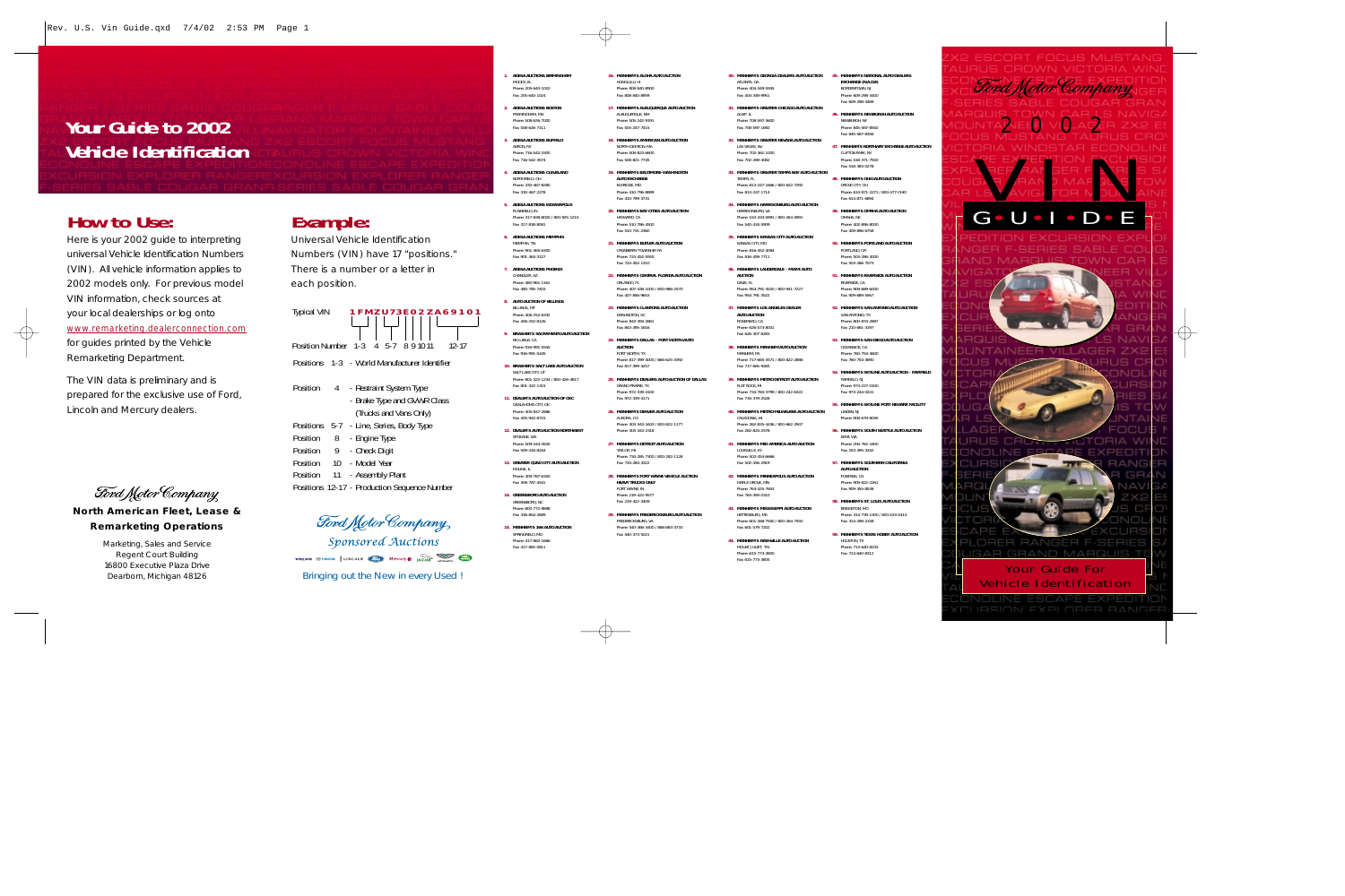# Your Guide to 2002 Vehicle Identification

## How to Use:

Here is your 2002 guide to interpreting universal Vehicle Identification Numbers (VIN). All vehicle information applies to 2002 models only. For previous model VIN information, check sources at your local dealerships or log onto www.remarketing.dealerconnection.com for guides printed by the Vehicle Remarketing Department.

The VIN data is preliminary and is prepared for the exclusive use of Ford, Lincoln and Mercury dealers.

Ford Motor Company

**North American Fleet, Lease & Remarketing Operations**

Marketing, Sales and Service
Regent Court Building
16800 Executive Plaza Drive
Dearborn, Michigan 48126

## Example:

Universal Vehicle Identification Numbers (VIN) have 17 "positions." There is a number or a letter in each position.

Typical VIN 1FMZU73E02ZA69101

Position Number 1-3 4 5-7 8 9 10 11 12-17

Positions 1-3 - World Manufacturer Identifier

Position 4 - Restraint System Type
- Brake Type and GVWR Class (Trucks and Vans Only)

Positions 5-7 - Line, Series, Body Type

Position 8 - Engine Type

Position 9 - Check Digit

Position 10 - Model Year

Position 11 - Assembly Plant

Positions 12-17 - Production Sequence Number

Ford Motor Company
*Sponsored Auctions*

Bringing out the New in every Used !

1. **ADESA AUCTIONS BIRMINGHAM** MOODY, AL Phone: 205-640-1010 Fax: 205-640-1024
2. **ADESA AUCTIONS BOSTON** FRAMINGHAM, MA Phone: 508-626-7000 Fax: 508-626-7111
3. **ADESA AUCTIONS BUFFALO** AKRON, NY Phone: 716-542-3300 Fax: 716-542-3574
4. **ADESA AUCTIONS CLEVELAND** NORTHFIELD, OH Phone: 330-467-8280 Fax: 330-467-2278
5. **ADESA AUCTIONS INDIANAPOLIS** PLAINFIELD, IN Phone: 317-838-8000 / 800-925-1210 Fax: 317-838-8081
6. **ADESA AUCTIONS MEMPHIS** MEMPHIS, TN Phone: 901-365-6000 Fax: 901-363-3127
7. **ADESA AUCTIONS PHOENIX** CHANDLER, AZ Phone: 480-961-1161 Fax: 480-785-7403
8. **AUTO AUCTION OF BILLINGS** BILLINGS, MT Phone: 406-252-6032 Fax: 406-252-8126
9. **BRASHER'S SACRAMENTO AUTO AUCTION** RIO LINDA, CA Phone: 916-991-5555 Fax: 916-991-5435
10. **BRASHER'S SALT LAKE AUTO AUCTION** SALT LAKE CITY, UT Phone: 801-322-1234 / 800-426-4817 Fax: 801-322-1315
11. **DEALER'S AUTO AUCTION OF OKC** OKLAHOMA CITY, OK Phone: 405-947-2886 Fax: 405-942-8715
12. **DEALER'S AUTO AUCTION NORTHWEST** SPOKANE, WA Phone: 509-244-4500 Fax: 509-244-8244
13. **GREATER QUAD CITY AUTO AUCTION** MOLINE, IL Phone: 309-797-6100 Fax: 309-797-1561
14. **GREENSBORO AUTO AUCTION** GREENSBORO, NC Phone: 800-772-9888 Fax: 336-850-2689
15. **MANHEIM'S 166 AUTO AUCTION** SPRINGFIELD, MO Phone: 417-862-1666 Fax: 417-862-1811
16. **MANHEIM'S ALOHA AUTO AUCTION** HONOLULU, HI Phone: 808-840-8000 Fax: 808-840-8859
17. **MANHEIM'S ALBUQUERQUE AUTO AUCTION** ALBUQUERQUE, NM Phone: 505-242-9191 Fax: 505-247-7615
18. **MANHEIM'S AMERICAN AUTO AUCTION** NORTH DIGHTON, MA Phone: 508-823-6600 Fax: 508-821-7745
19. **MANHEIM'S BALTIMORE-WASHINGTON AUTO EXCHANGE** ELKRIDGE, MD Phone: 410-796-8899 Fax: 410-799-3731
20. **MANHEIM'S BAY CITIES AUTO AUCTION** HAYWARD, CA Phone: 510-786-4500 Fax: 510-731-2960
21. **MANHEIM'S BUTLER AUTO AUCTION** CRANBERRY TOWNSHIP, PA Phone: 724-452-5555 Fax: 724-452-1310
22. **MANHEIM'S CENTRAL FLORIDA AUTO AUCTION** ORLANDO, FL Phone: 407-438-1000 / 800-886-2570 Fax: 407-856-9653
23. **MANHEIM'S CLANTONS AUTO AUCTION** DARLINGTON, SC Phone: 843-393-2861 Fax: 843-395-1816
24. **MANHEIM'S DALLAS - FORT WORTH AUTO AUCTION** FORT WORTH, TX Phone: 817-399-4000 / 866-625-1992 Fax: 817-399-4257
25. **MANHEIM'S DEALERS AUTO AUCTION OF DALLAS** GRAND PRAIRIE, TX Phone: 972-339-4100 Fax: 972-339-4171
26. **MANHEIM'S DENVER AUTO AUCTION** AURORA, CO Phone: 303-343-3443 / 800-822-1177 Phone: 303-343-2318
27. **MANHEIM'S DETROIT AUTO AUCTION** TAYLOR, MI Phone: 734-285-7300 / 800-282-1128 Fax: 734-284-3022
28. **MANHEIM'S FORT WAYNE VEHICLE AUCTION HEAVY TRUCKS ONLY** FORT WAYNE, IN Phone: 219-422-9577 Fax: 219-422-3609
29. **MANHEIM'S FREDERICKSBURG AUTO AUCTION** FREDERICKSBURG, VA Phone: 540-368-3400 / 888-860-3733 Fax: 540-373-9321
30. **MANHEIM'S GEORGIA DEALERS AUTO AUCTION** ATLANTA, GA Phone: 404-349-5555 Fax: 404-349-9951
31. **MANHEIM'S GREATER CHICAGO AUTO AUCTION** ALSIP, IL Phone: 708-597-3600 Fax: 708-597-1882
32. **MANHEIM'S GREATER NEVADA AUTO AUCTION** LAS VEGAS, NV Phone: 702-361-1000 Fax: 702-269-4292
33. **MANHEIM'S GREATER TAMPA BAY AUTO AUCTION** TAMPA, FL Phone: 813-247-1666 / 800-622-7292 Fax: 813-247-1714
34. **MANHEIM'S HARRISONBURG AUTO AUCTION** HARRISONBURG, VA Phone: 540-434-5991 / 800-350-5991 Fax: 540-434-9099
35. **MANHEIM'S KANSAS CITY AUTO AUCTION** KANSAS CITY, MO Phone: 816-452-4084 Fax: 816-459-7711
36. **MANHEIM'S LAUDERDALE - MIAMI AUTO AUCTION** DAVIE, FL Phone: 954-791-3520 / 800-941-7227 Fax: 954-791-3522
37. **MANHEIM'S LOS ANGELES DEALER AUTO AUCTION** ROSEMEAD, CA Phone: 626-573-8001 Fax: 626-307-6283
38. **MANHEIM'S MANHEIM AUTO AUCTION** MANHEIM, PA Phone: 717-665-3571 / 800-822-3866 Fax: 717-665-9265
39. **MANHEIM'S METRO DETROIT AUTO AUCTION** FLAT ROCK, MI Phone: 734-783-3799 / 800-242-6522 Fax: 734-379-2528
40. **MANHEIM'S METRO MILWAUKEE AUTO AUCTION** CALEDONIA, WI Phone: 262-835-4436 / 800-662-2947 Fax: 262-824-2578
41. **MANHEIM'S MID-AMERICA AUTO AUCTION** LOUISVILLE, KY Phone: 502-454-6666 Fax: 502-456-2959
42. **MANHEIM'S MINNEAPOLIS AUTO AUCTION** MAPLE GROVE, MN Phone: 763-425-7653 Fax: 763-493-0310
43. **MANHEIM'S MISSISSIPPI AUTO AUCTION** HATTIESBURG, MS Phone: 601-268-7550 / 800-264-7550 Fax: 601-579-7332
44. **MANHEIM'S NASHVILLE AUTO AUCTION** MOUNT JULIET, TN Phone: 615-773-3800 Fax: 615-773-3805
45. **MANHEIM'S NATIONAL AUTO DEALERS EXCHANGE (NAADE)** BORDENTOWN, NJ Phone: 609-298-3400 Fax: 609-298-4449
46. **MANHEIM'S NEWBURGH AUTO AUCTION** NEWBURGH, NY Phone: 845-567-8550 Fax: 845-567-8358
47. **MANHEIM'S NORTHWAY EXCHANGE AUTO AUCTION** CLIFTON PARK, NY Phone: 518-371-7500 Fax: 518-383-0278
48. **MANHEIM'S OHIO AUTO AUCTION** GROVE CITY, OH Phone: 614-871-2771 / 800-477-OHIO Fax: 614-871-6894
49. **MANHEIM'S OMAHA AUTO AUCTION** OMAHA, NE Phone: 402-896-8000 Fax: 402-896-6758
50. **MANHEIM'S PORTLAND AUTO AUCTION** PORTLAND, OR Phone: 503-286-3000 Fax: 503-286-7071
51. **MANHEIM'S RIVERSIDE AUTO AUCTION** RIVERSIDE, CA Phone: 909-689-6000 Fax: 909-689-5967
52. **MANHEIM'S SAN ANTONIO AUTO AUCTION** SAN ANTONIO, TX Phone: 800-874-2897 Fax: 210-661-3397
53. **MANHEIM'S SAN DIEGO AUTO AUCTION** OCEANSIDE, CA Phone: 760-754-3600 Fax: 760-754-3690
54. **MANHEIM'S SKYLINE AUTO AUCTION - FAIRFIELD** FAIRFIELD, NJ Phone: 973-227-0100 Fax: 973-244-5261
55. **MANHEIM'S SKYLINE-PORT NEWARK FACILITY** UNION, NJ Phone: 908-679-8035
56. **MANHEIM'S SOUTH SEATTLE AUTO AUCTION** KENT, WA Phone: 206-762-1400 Fax: 253-395-3342
57. **MANHEIM'S SOUTHERN CALIFORNIA AUTO AUCTION** FONTANA, CA Phone: 909-822-2261 Fax: 909-355-8546
58. **MANHEIM'S ST. LOUIS AUTO AUCTION** BRIDGETON, MO Phone: 314-739-1300 / 800-533-5414 Fax: 314-298-2158
59. **MANHEIM'S TEXAS HOBBY AUTO AUCTION** HOUSTON, TX Phone: 713-640-8233 Fax: 713-640-8312

Ford Motor Company

2002

VIN GUIDE

Your Guide For Vehicle Identification